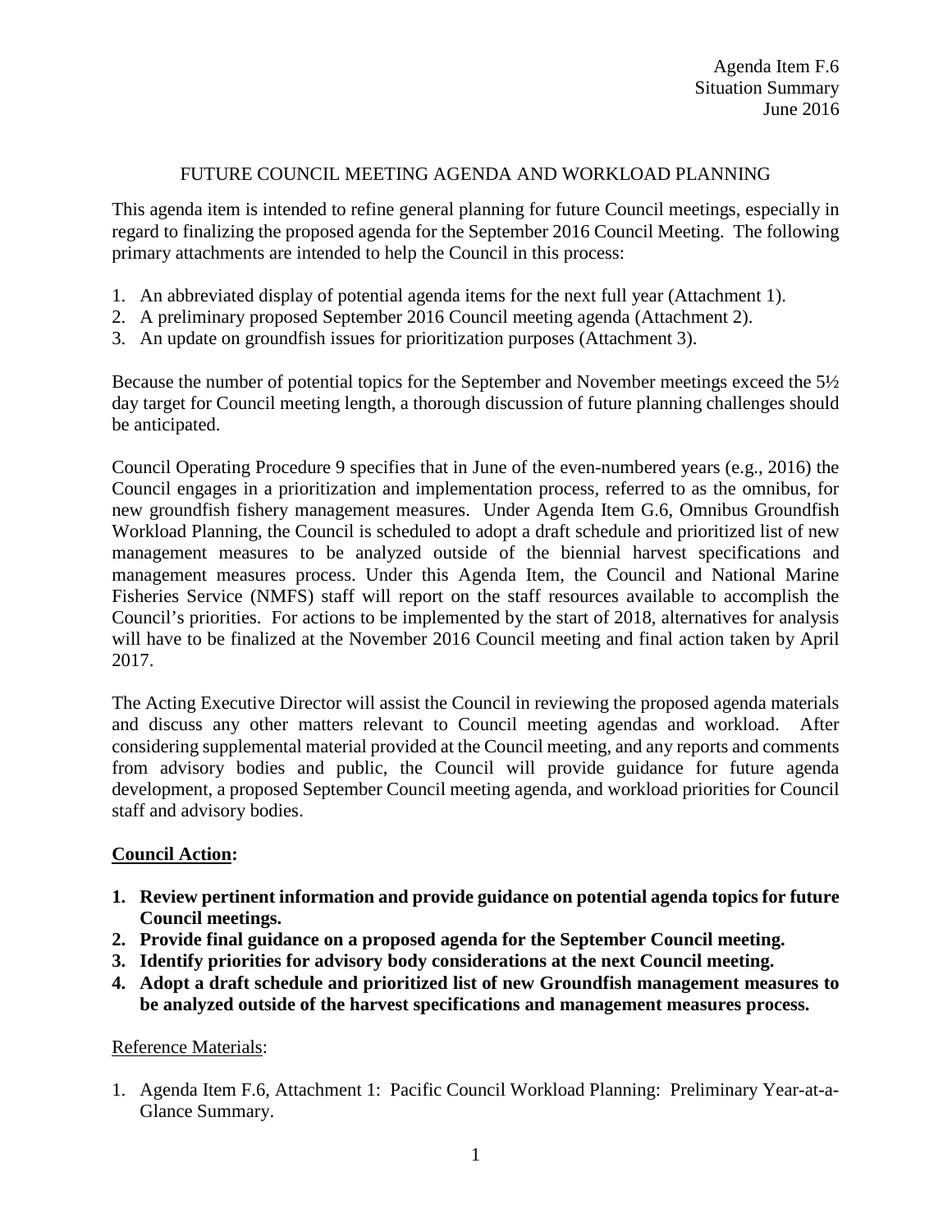Agenda Item F.6
Situation Summary
June 2016

# FUTURE COUNCIL MEETING AGENDA AND WORKLOAD PLANNING

This agenda item is intended to refine general planning for future Council meetings, especially in regard to finalizing the proposed agenda for the September 2016 Council Meeting. The following primary attachments are intended to help the Council in this process:

1. An abbreviated display of potential agenda items for the next full year (Attachment 1).
2. A preliminary proposed September 2016 Council meeting agenda (Attachment 2).
3. An update on groundfish issues for prioritization purposes (Attachment 3).

Because the number of potential topics for the September and November meetings exceed the 5½ day target for Council meeting length, a thorough discussion of future planning challenges should be anticipated.

Council Operating Procedure 9 specifies that in June of the even-numbered years (e.g., 2016) the Council engages in a prioritization and implementation process, referred to as the omnibus, for new groundfish fishery management measures. Under Agenda Item G.6, Omnibus Groundfish Workload Planning, the Council is scheduled to adopt a draft schedule and prioritized list of new management measures to be analyzed outside of the biennial harvest specifications and management measures process. Under this Agenda Item, the Council and National Marine Fisheries Service (NMFS) staff will report on the staff resources available to accomplish the Council's priorities. For actions to be implemented by the start of 2018, alternatives for analysis will have to be finalized at the November 2016 Council meeting and final action taken by April 2017.

The Acting Executive Director will assist the Council in reviewing the proposed agenda materials and discuss any other matters relevant to Council meeting agendas and workload. After considering supplemental material provided at the Council meeting, and any reports and comments from advisory bodies and public, the Council will provide guidance for future agenda development, a proposed September Council meeting agenda, and workload priorities for Council staff and advisory bodies.

## **Council Action:**

1. **Review pertinent information and provide guidance on potential agenda topics for future Council meetings.**
2. **Provide final guidance on a proposed agenda for the September Council meeting.**
3. **Identify priorities for advisory body considerations at the next Council meeting.**
4. **Adopt a draft schedule and prioritized list of new Groundfish management measures to be analyzed outside of the harvest specifications and management measures process.**

Reference Materials:

1. Agenda Item F.6, Attachment 1: Pacific Council Workload Planning: Preliminary Year-at-a-Glance Summary.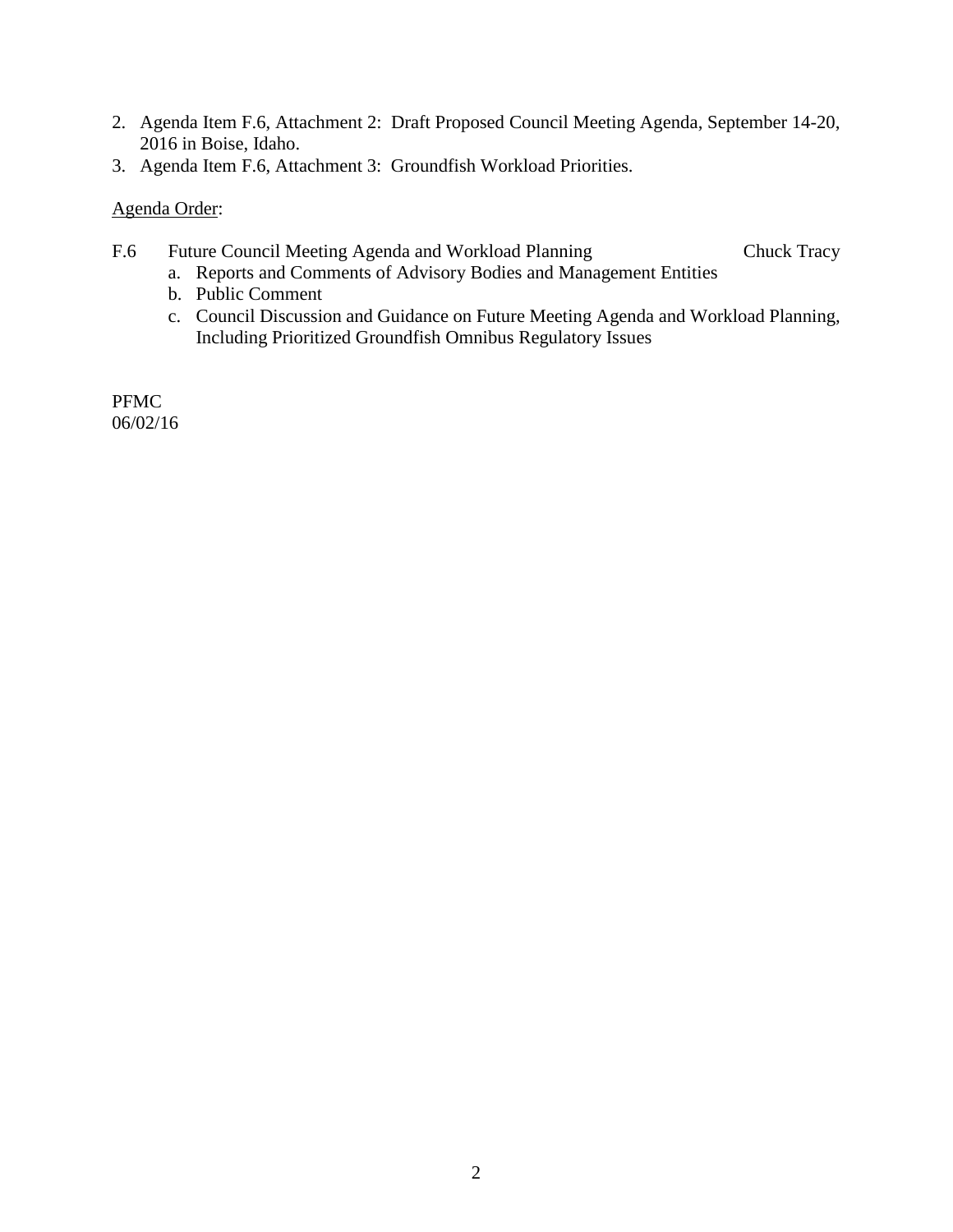2. Agenda Item F.6, Attachment 2: Draft Proposed Council Meeting Agenda, September 14-20, 2016 in Boise, Idaho.
3. Agenda Item F.6, Attachment 3: Groundfish Workload Priorities.

Agenda Order:

F.6 Future Council Meeting Agenda and Workload Planning — Chuck Tracy

a. Reports and Comments of Advisory Bodies and Management Entities
b. Public Comment
c. Council Discussion and Guidance on Future Meeting Agenda and Workload Planning, Including Prioritized Groundfish Omnibus Regulatory Issues

PFMC
06/02/16